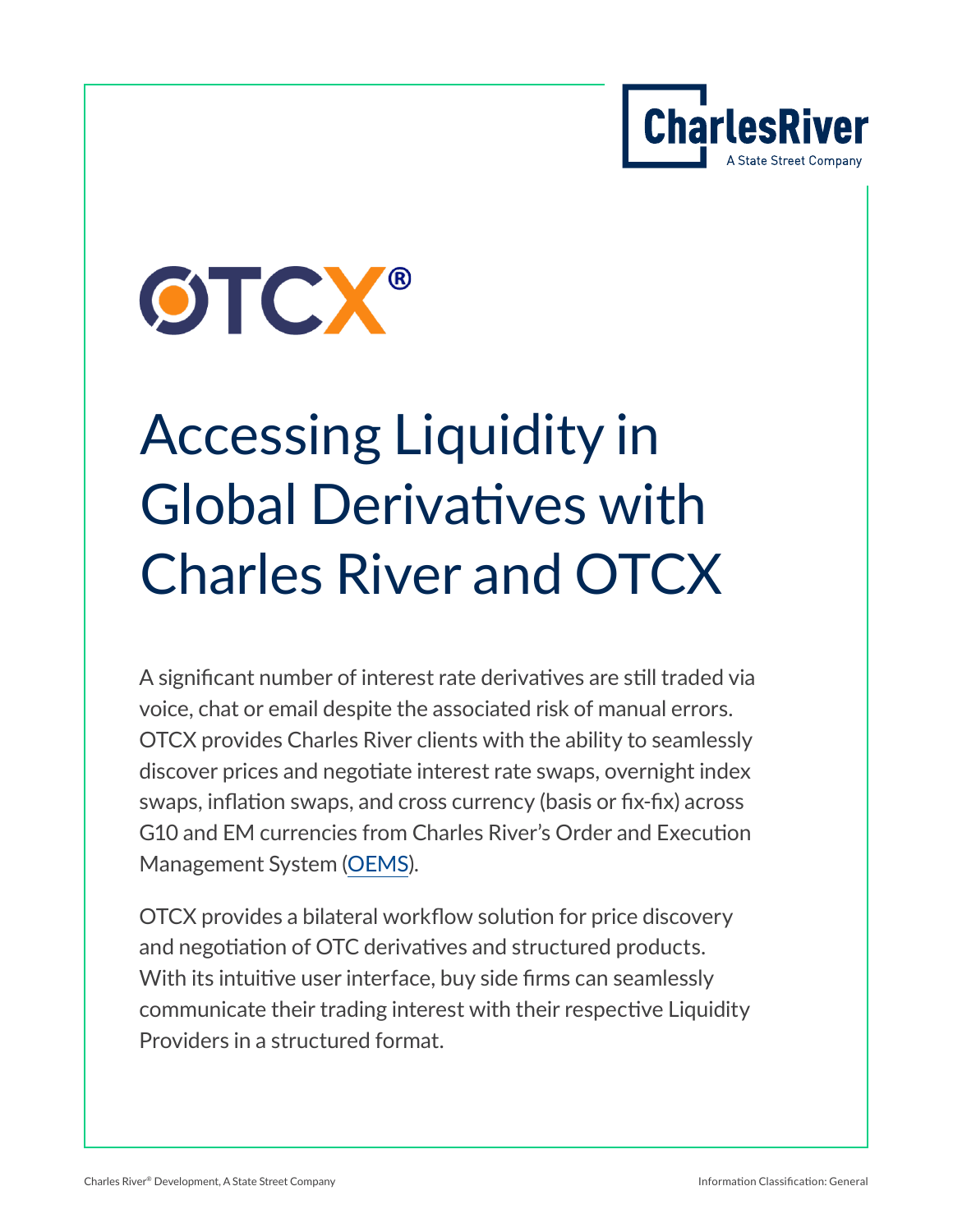# Accessing Liquidity in Global Derivatives with Charles River and OTCX

A significant number of interest rate derivatives are still traded via voice, chat or email despite the associated risk of manual errors. OTCX provides Charles River clients with the ability to seamlessly discover prices and negotiate interest rate swaps, overnight index swaps, inflation swaps, and cross currency (basis or fix-fix) across G10 and EM currencies from Charles River's Order and Execution Management System (OEMS).

OTCX provides a bilateral workflow solution for price discovery and negotiation of OTC derivatives and structured products. With its intuitive user interface, buy side firms can seamlessly communicate their trading interest with their respective Liquidity Providers in a structured format.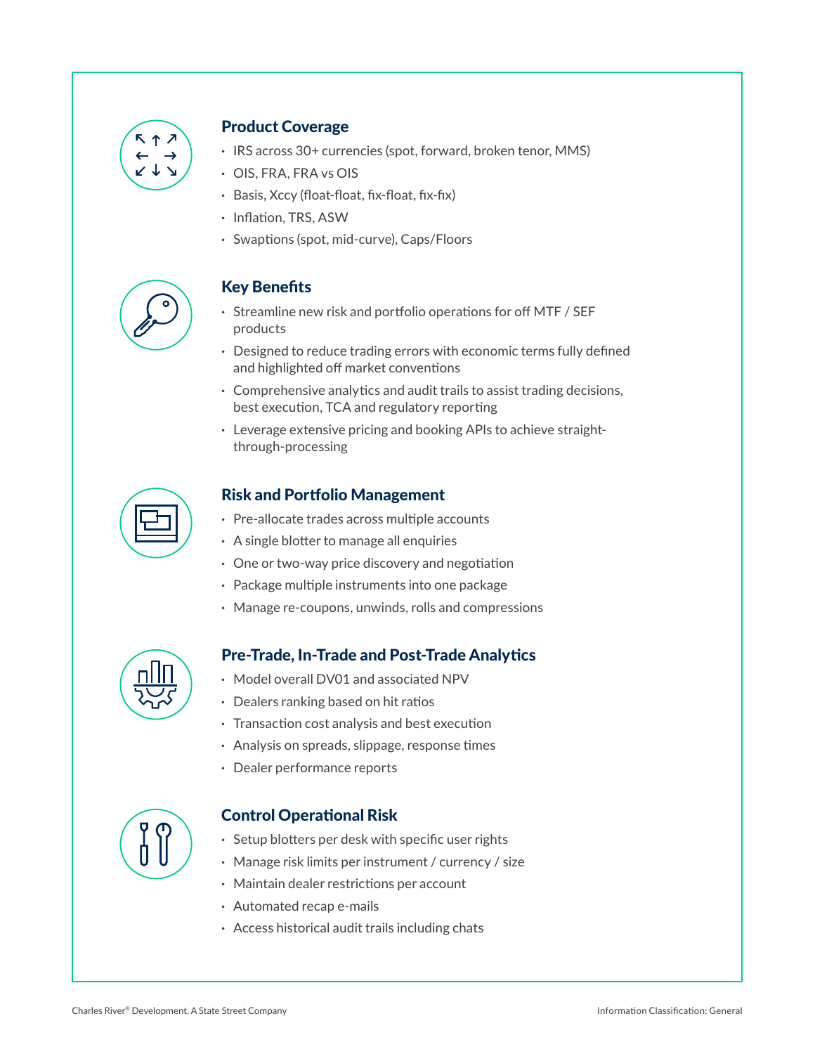## Product Coverage

- IRS across 30+ currencies (spot, forward, broken tenor, MMS)
- OIS, FRA, FRA vs OIS
- Basis, Xccy (float-float, fix-float, fix-fix)
- Inflation, TRS, ASW
- Swaptions (spot, mid-curve), Caps/Floors

## Key Benefits

- Streamline new risk and portfolio operations for off MTF / SEF products
- Designed to reduce trading errors with economic terms fully defined and highlighted off market conventions
- Comprehensive analytics and audit trails to assist trading decisions, best execution, TCA and regulatory reporting
- Leverage extensive pricing and booking APIs to achieve straight-through-processing

## Risk and Portfolio Management

- Pre-allocate trades across multiple accounts
- A single blotter to manage all enquiries
- One or two-way price discovery and negotiation
- Package multiple instruments into one package
- Manage re-coupons, unwinds, rolls and compressions

## Pre-Trade, In-Trade and Post-Trade Analytics

- Model overall DV01 and associated NPV
- Dealers ranking based on hit ratios
- Transaction cost analysis and best execution
- Analysis on spreads, slippage, response times
- Dealer performance reports

## Control Operational Risk

- Setup blotters per desk with specific user rights
- Manage risk limits per instrument / currency / size
- Maintain dealer restrictions per account
- Automated recap e-mails
- Access historical audit trails including chats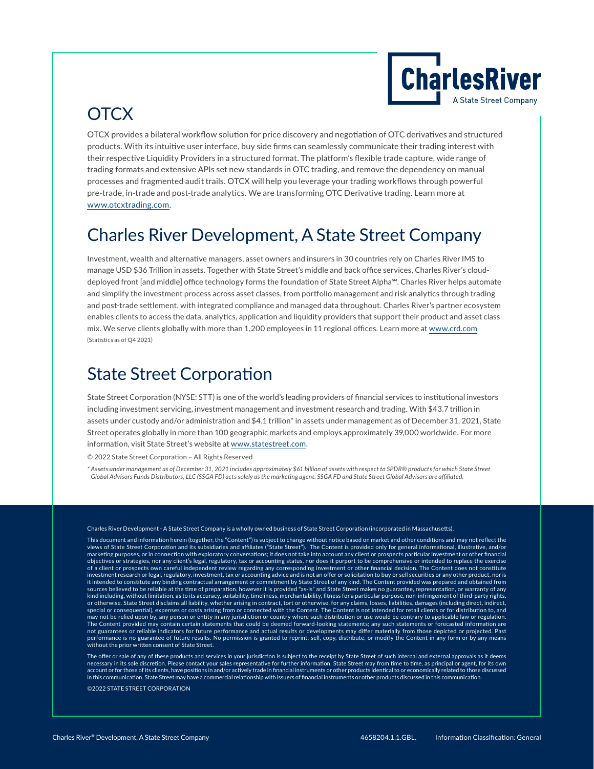CharlesRiver
A State Street Company

## OTCX

OTCX provides a bilateral workflow solution for price discovery and negotiation of OTC derivatives and structured products. With its intuitive user interface, buy side firms can seamlessly communicate their trading interest with their respective Liquidity Providers in a structured format. The platform's flexible trade capture, wide range of trading formats and extensive APIs set new standards in OTC trading, and remove the dependency on manual processes and fragmented audit trails. OTCX will help you leverage your trading workflows through powerful pre-trade, in-trade and post-trade analytics. We are transforming OTC Derivative trading. Learn more at www.otcxtrading.com.

## Charles River Development, A State Street Company

Investment, wealth and alternative managers, asset owners and insurers in 30 countries rely on Charles River IMS to manage USD $36 Trillion in assets. Together with State Street's middle and back office services, Charles River's cloud-deployed front [and middle] office technology forms the foundation of State Street Alpha℠. Charles River helps automate and simplify the investment process across asset classes, from portfolio management and risk analytics through trading and post-trade settlement, with integrated compliance and managed data throughout. Charles River's partner ecosystem enables clients to access the data, analytics, application and liquidity providers that support their product and asset class mix. We serve clients globally with more than 1,200 employees in 11 regional offices. Learn more at www.crd.com
(Statistics as of Q4 2021)

## State Street Corporation

State Street Corporation (NYSE: STT) is one of the world's leading providers of financial services to institutional investors including investment servicing, investment management and investment research and trading. With $43.7 trillion in assets under custody and/or administration and $4.1 trillion* in assets under management as of December 31, 2021, State Street operates globally in more than 100 geographic markets and employs approximately 39,000 worldwide. For more information, visit State Street's website at www.statestreet.com.

© 2022 State Street Corporation – All Rights Reserved

*\* Assets under management as of December 31, 2021 includes approximately $61 billion of assets with respect to SPDR® products for which State Street Global Advisors Funds Distributors, LLC (SSGA FD) acts solely as the marketing agent. SSGA FD and State Street Global Advisors are affiliated.*

Charles River Development - A State Street Company is a wholly owned business of State Street Corporation (incorporated in Massachusetts).

This document and information herein (together, the "Content") is subject to change without notice based on market and other conditions and may not reflect the views of State Street Corporation and its subsidiaries and affiliates ("State Street"). The Content is provided only for general informational, illustrative, and/or marketing purposes, or in connection with exploratory conversations; it does not take into account any client or prospects particular investment or other financial objectives or strategies, nor any client's legal, regulatory, tax or accounting status, nor does it purport to be comprehensive or intended to replace the exercise of a client or prospects own careful independent review regarding any corresponding investment or other financial decision. The Content does not constitute investment research or legal, regulatory, investment, tax or accounting advice and is not an offer or solicitation to buy or sell securities or any other product, nor is it intended to constitute any binding contractual arrangement or commitment by State Street of any kind. The Content provided was prepared and obtained from sources believed to be reliable at the time of preparation, however it is provided "as-is" and State Street makes no guarantee, representation, or warranty of any kind including, without limitation, as to its accuracy, suitability, timeliness, merchantability, fitness for a particular purpose, non-infringement of third-party rights, or otherwise. State Street disclaims all liability, whether arising in contract, tort or otherwise, for any claims, losses, liabilities, damages (including direct, indirect, special or consequential), expenses or costs arising from or connected with the Content. The Content is not intended for retail clients or for distribution to, and may not be relied upon by, any person or entity in any jurisdiction or country where such distribution or use would be contrary to applicable law or regulation. The Content provided may contain certain statements that could be deemed forward-looking statements; any such statements or forecasted information are not guarantees or reliable indicators for future performance and actual results or developments may differ materially from those depicted or projected. Past performance is no guarantee of future results. No permission is granted to reprint, sell, copy, distribute, or modify the Content in any form or by any means without the prior written consent of State Street.

The offer or sale of any of these products and services in your jurisdiction is subject to the receipt by State Street of such internal and external approvals as it deems necessary in its sole discretion. Please contact your sales representative for further information. State Street may from time to time, as principal or agent, for its own account or for those of its clients, have positions in and/or actively trade in financial instruments or other products identical to or economically related to those discussed in this communication. State Street may have a commercial relationship with issuers of financial instruments or other products discussed in this communication.

©2022 STATE STREET CORPORATION

Charles River® Development, A State Street Company    4658204.1.1.GBL.    Information Classification: General